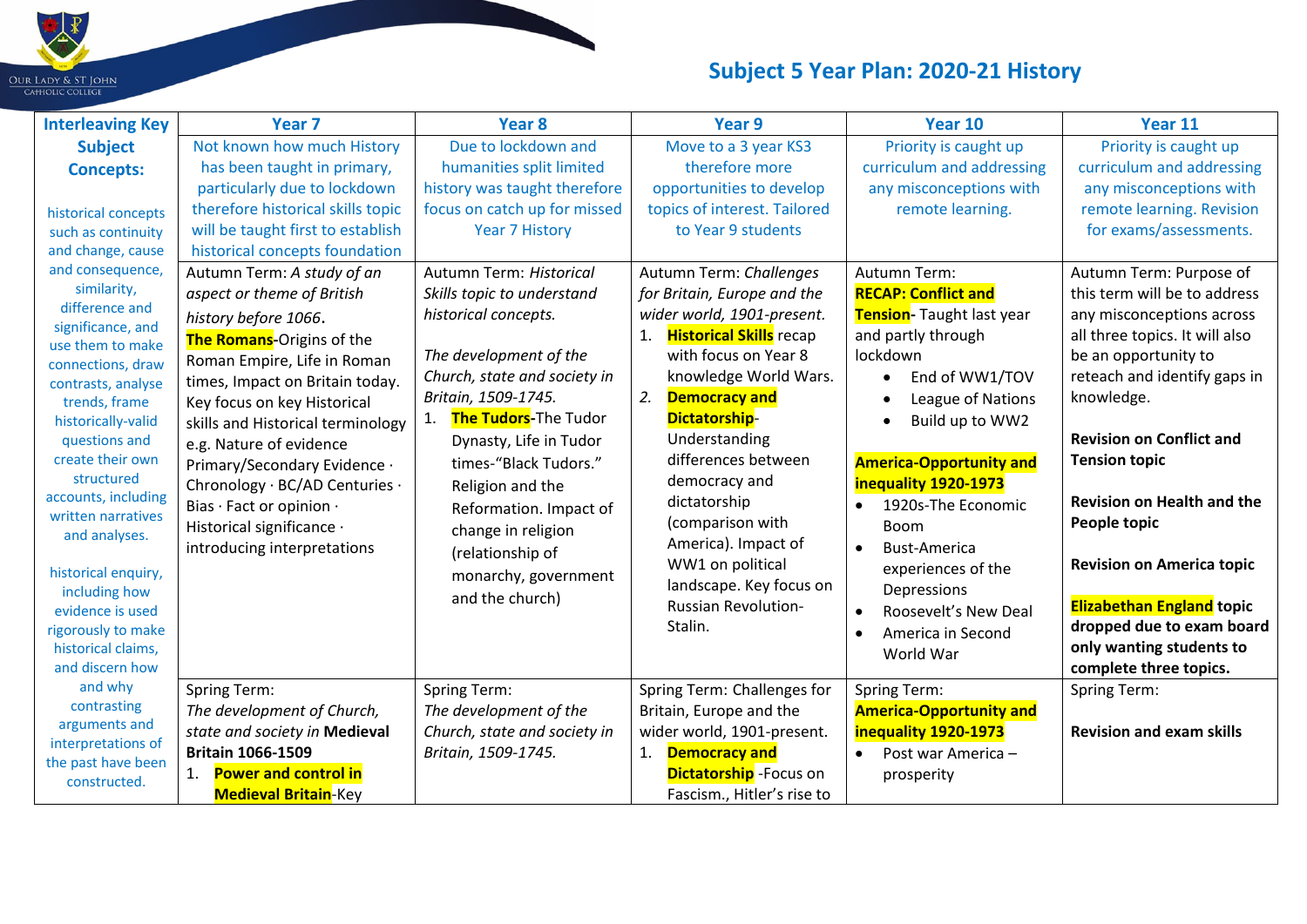# Subject 5 Year Plan: 2020-21 History

| Interleaving Key Subject Concepts: | Year 7 | Year 8 | Year 9 | Year 10 | Year 11 |
|---|---|---|---|---|---|
| historical concepts such as continuity and change, cause and consequence, similarity, difference and significance, and use them to make connections, draw contrasts, analyse trends, frame historically-valid questions and create their own structured accounts, including written narratives and analyses. <br><br> historical enquiry, including how evidence is used rigorously to make historical claims, and discern how and why contrasting arguments and interpretations of the past have been constructed. | Not known how much History has been taught in primary, particularly due to lockdown therefore historical skills topic will be taught first to establish historical concepts foundation | Due to lockdown and humanities split limited history was taught therefore focus on catch up for missed Year 7 History | Move to a 3 year KS3 therefore more opportunities to develop topics of interest. Tailored to Year 9 students | Priority is caught up curriculum and addressing any misconceptions with remote learning. | Priority is caught up curriculum and addressing any misconceptions with remote learning. Revision for exams/assessments. |
| | Autumn Term: *A study of an aspect or theme of British history before 1066*. **The Romans**-Origins of the Roman Empire, Life in Roman times, Impact on Britain today. Key focus on key Historical skills and Historical terminology e.g. Nature of evidence Primary/Secondary Evidence · Chronology · BC/AD Centuries · Bias · Fact or opinion · Historical significance · introducing interpretations | Autumn Term: *Historical Skills topic to understand historical concepts.* <br><br> *The development of the Church, state and society in Britain, 1509-1745.* <br> 1. **The Tudors**-The Tudor Dynasty, Life in Tudor times-"Black Tudors." Religion and the Reformation. Impact of change in religion (relationship of monarchy, government and the church) | Autumn Term: *Challenges for Britain, Europe and the wider world, 1901-present.* <br> 1. **Historical Skills** recap with focus on Year 8 knowledge World Wars. <br> 2. **Democracy and Dictatorship**-Understanding differences between democracy and dictatorship (comparison with America). Impact of WW1 on political landscape. Key focus on Russian Revolution-Stalin. | Autumn Term: <br> **RECAP: Conflict and Tension**- Taught last year and partly through lockdown <br> • End of WW1/TOV <br> • League of Nations <br> • Build up to WW2 <br><br> **America-Opportunity and inequality 1920-1973** <br> • 1920s-The Economic Boom <br> • Bust-America experiences of the Depressions <br> • Roosevelt's New Deal <br> • America in Second World War | Autumn Term: Purpose of this term will be to address any misconceptions across all three topics. It will also be an opportunity to reteach and identify gaps in knowledge. <br><br> **Revision on Conflict and Tension topic** <br><br> **Revision on Health and the People topic** <br><br> **Revision on America topic** <br><br> **Elizabethan England topic dropped due to exam board only wanting students to complete three topics.** |
| | Spring Term: *The development of Church, state and society in* **Medieval Britain 1066-1509** <br> 1. **Power and control in Medieval Britain**-Key | Spring Term: *The development of the Church, state and society in Britain, 1509-1745.* | Spring Term: Challenges for Britain, Europe and the wider world, 1901-present. <br> 1. **Democracy and Dictatorship** -Focus on Fascism., Hitler's rise to | Spring Term: <br> **America-Opportunity and inequality 1920-1973** <br> • Post war America – prosperity | Spring Term: <br><br> **Revision and exam skills** |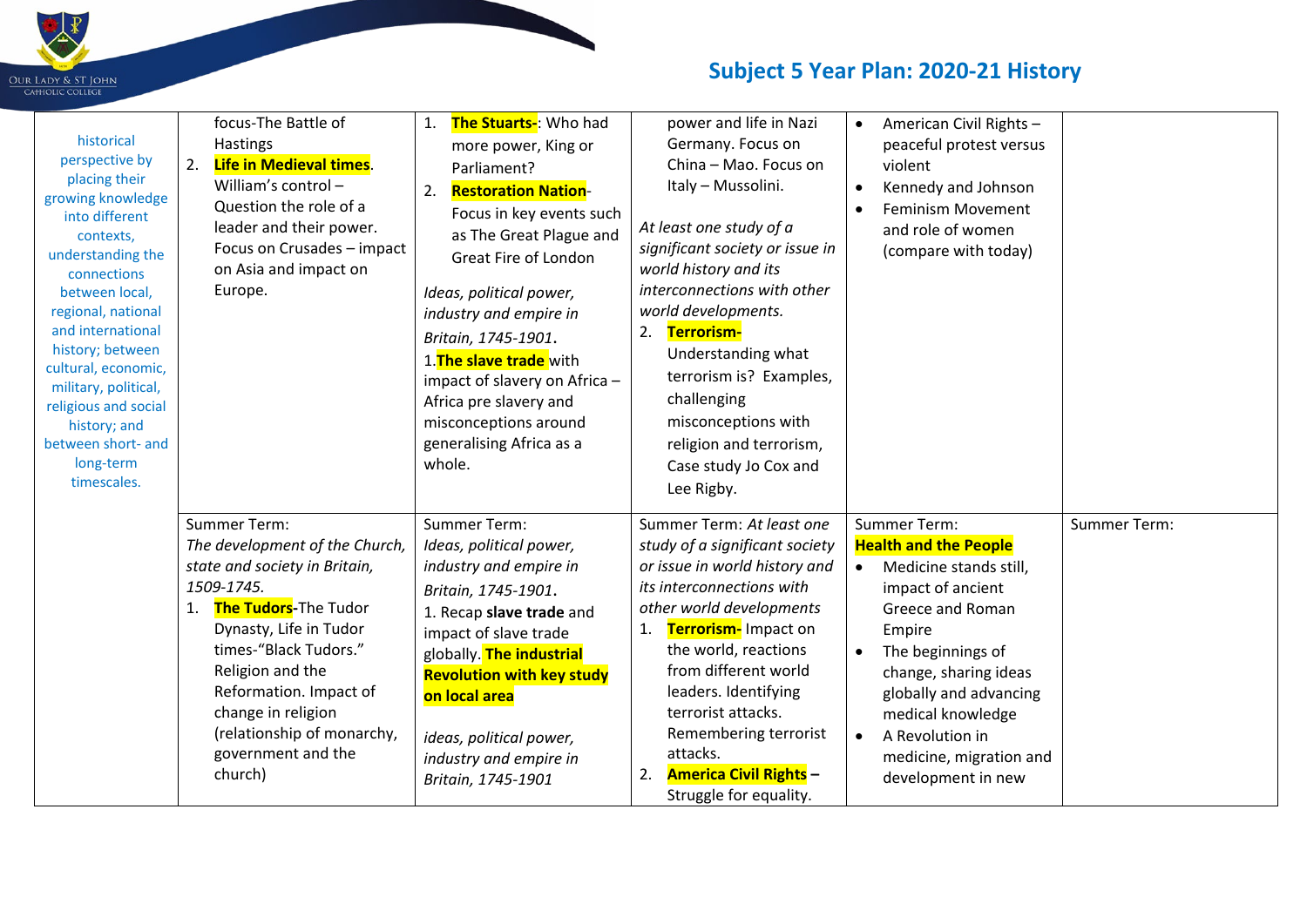| | | | | | |
|---|---|---|---|---|---|
| historical perspective by placing their growing knowledge into different contexts, understanding the connections between local, regional, national and international history; between cultural, economic, military, political, religious and social history; and between short- and long-term timescales. | focus-The Battle of Hastings<br>2. **Life in Medieval times**. William's control – Question the role of a leader and their power. Focus on Crusades – impact on Asia and impact on Europe. | 1. **The Stuarts-**: Who had more power, King or Parliament?<br>2. **Restoration Nation**- Focus in key events such as The Great Plague and Great Fire of London<br>*Ideas, political power, industry and empire in Britain, 1745-1901*.<br>1.**The slave trade** with impact of slavery on Africa – Africa pre slavery and misconceptions around generalising Africa as a whole. | power and life in Nazi Germany. Focus on China – Mao. Focus on Italy – Mussolini.<br>*At least one study of a significant society or issue in world history and its interconnections with other world developments.*<br>2. **Terrorism-** Understanding what terrorism is? Examples, challenging misconceptions with religion and terrorism, Case study Jo Cox and Lee Rigby. | • American Civil Rights – peaceful protest versus violent<br>• Kennedy and Johnson<br>• Feminism Movement and role of women (compare with today) | |
| | Summer Term:<br>*The development of the Church, state and society in Britain, 1509-1745.*<br>1. **The Tudors**-The Tudor Dynasty, Life in Tudor times-"Black Tudors." Religion and the Reformation. Impact of change in religion (relationship of monarchy, government and the church) | Summer Term:<br>*Ideas, political power, industry and empire in Britain, 1745-1901*.<br>1. Recap **slave trade** and impact of slave trade globally. **The industrial Revolution with key study on local area**<br>*ideas, political power, industry and empire in Britain, 1745-1901* | Summer Term: *At least one study of a significant society or issue in world history and its interconnections with other world developments*<br>1. **Terrorism-** Impact on the world, reactions from different world leaders. Identifying terrorist attacks. Remembering terrorist attacks.<br>2. **America Civil Rights** – Struggle for equality. | Summer Term:<br>**Health and the People**<br>• Medicine stands still, impact of ancient Greece and Roman Empire<br>• The beginnings of change, sharing ideas globally and advancing medical knowledge<br>• A Revolution in medicine, migration and development in new | Summer Term: |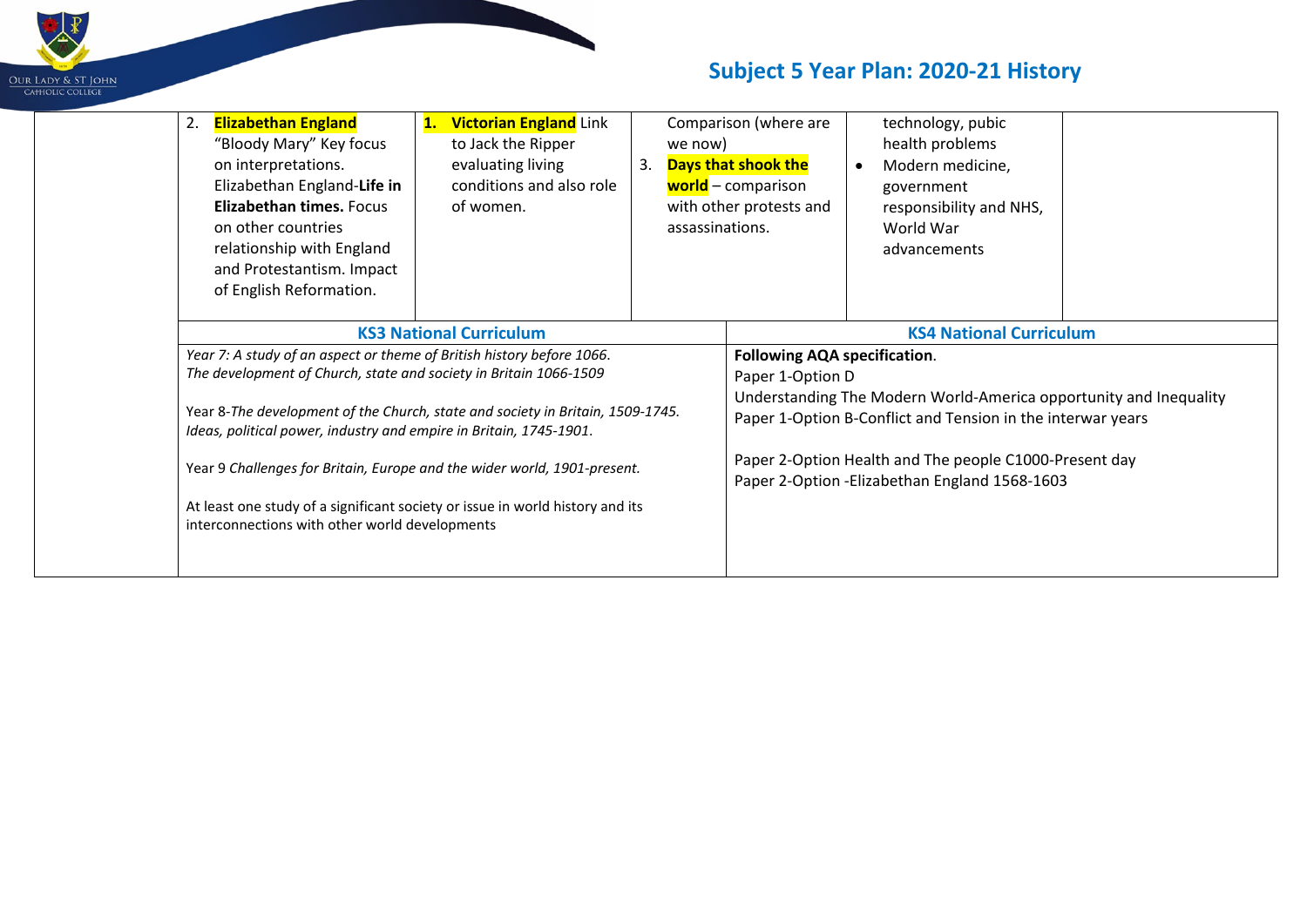# Subject 5 Year Plan: 2020-21 History

| | | | | | |
|---|---|---|---|---|---|
| | 2. **Elizabethan England** "Bloody Mary" Key focus on interpretations. Elizabethan England-**Life in Elizabethan times.** Focus on other countries relationship with England and Protestantism. Impact of English Reformation. | **1. Victorian England** Link to Jack the Ripper evaluating living conditions and also role of women. | Comparison (where are we now)<br>3. **Days that shook the world** – comparison with other protests and assassinations. | technology, pubic health problems<br>• Modern medicine, government responsibility and NHS, World War advancements | |
| | **KS3 National Curriculum** | | | **KS4 National Curriculum** | |
| | *Year 7: A study of an aspect or theme of British history before 1066.*<br>*The development of Church, state and society in Britain 1066-1509*<br><br>Year 8-*The development of the Church, state and society in Britain, 1509-1745.*<br>*Ideas, political power, industry and empire in Britain, 1745-1901*.<br><br>Year 9 *Challenges for Britain, Europe and the wider world, 1901-present.*<br><br>At least one study of a significant society or issue in world history and its interconnections with other world developments | | | **Following AQA specification**.<br>Paper 1-Option D<br>Understanding The Modern World-America opportunity and Inequality<br>Paper 1-Option B-Conflict and Tension in the interwar years<br><br>Paper 2-Option Health and The people C1000-Present day<br>Paper 2-Option -Elizabethan England 1568-1603 | |